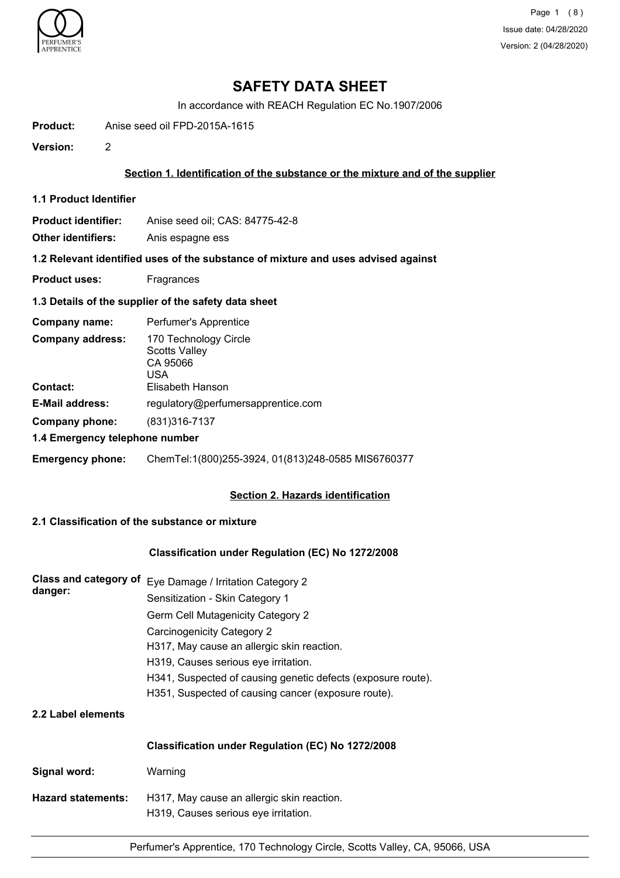# SAFETY DATA SHEET

In accordance with REACH Regulation EC No.1907/2006

**Product:** Anise seed oil FPD-2015A-1615

**Version:** 2

## Section 1. Identification of the substance or the mixture and of the supplier

### 1.1 Product Identifier

**Product identifier:** Anise seed oil; CAS: 84775-42-8

**Other identifiers:** Anis espagne ess

### 1.2 Relevant identified uses of the substance of mixture and uses advised against

**Product uses:** Fragrances

### 1.3 Details of the supplier of the safety data sheet

**Company name:** Perfumer's Apprentice

**Company address:** 170 Technology Circle
Scotts Valley
CA 95066
USA

**Contact:** Elisabeth Hanson

**E-Mail address:** regulatory@perfumersapprentice.com

**Company phone:** (831)316-7137

### 1.4 Emergency telephone number

**Emergency phone:** ChemTel:1(800)255-3924, 01(813)248-0585 MIS6760377

## Section 2. Hazards identification

### 2.1 Classification of the substance or mixture

**Classification under Regulation (EC) No 1272/2008**

**Class and category of danger:**
Eye Damage / Irritation Category 2
Sensitization - Skin Category 1
Germ Cell Mutagenicity Category 2
Carcinogenicity Category 2
H317, May cause an allergic skin reaction.
H319, Causes serious eye irritation.
H341, Suspected of causing genetic defects (exposure route).
H351, Suspected of causing cancer (exposure route).

### 2.2 Label elements

**Classification under Regulation (EC) No 1272/2008**

**Signal word:** Warning

**Hazard statements:**
H317, May cause an allergic skin reaction.
H319, Causes serious eye irritation.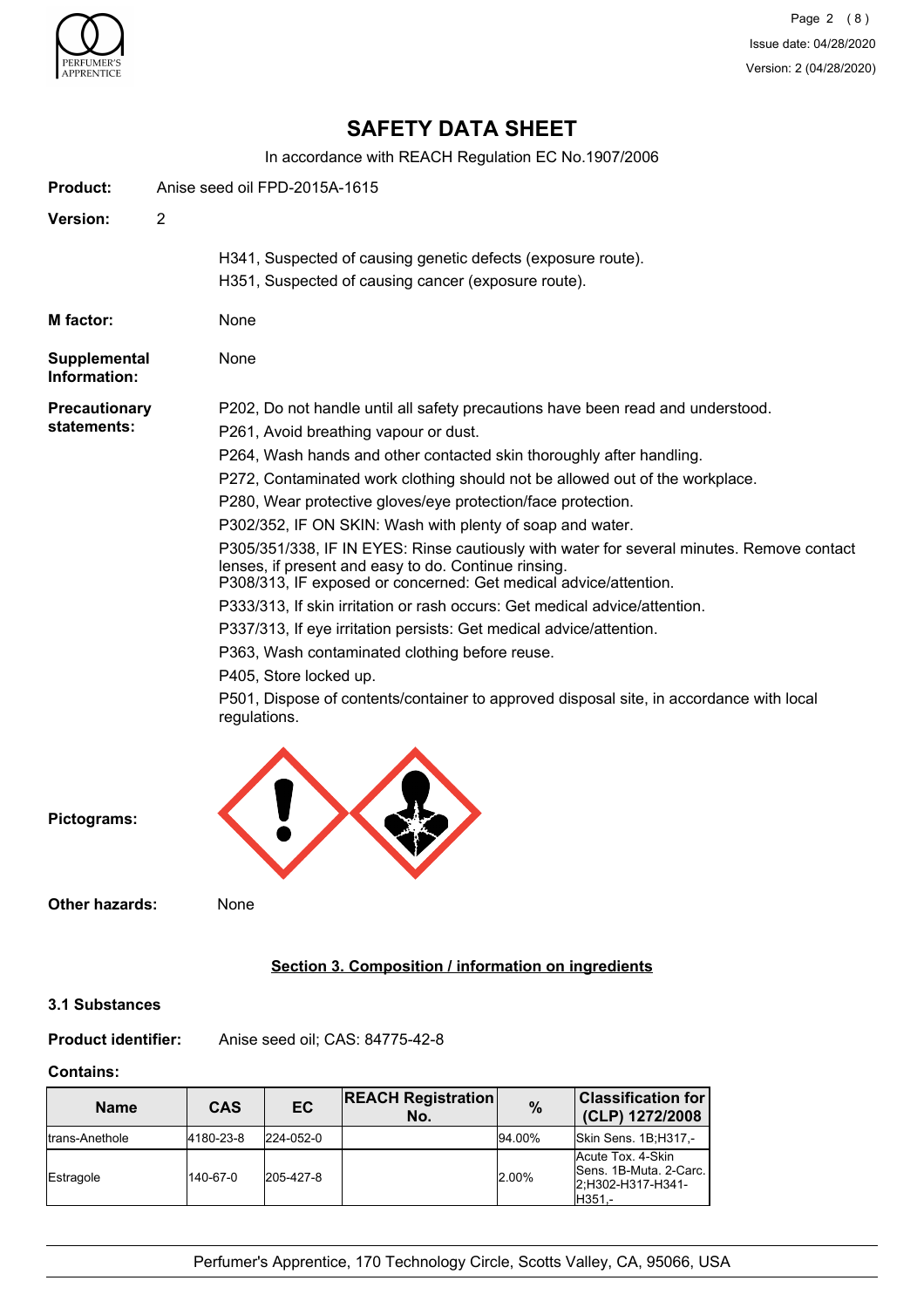# SAFETY DATA SHEET

In accordance with REACH Regulation EC No.1907/2006

**Product:** Anise seed oil FPD-2015A-1615

**Version:** 2

H341, Suspected of causing genetic defects (exposure route).
H351, Suspected of causing cancer (exposure route).

**M factor:** None

**Supplemental Information:** None

**Precautionary statements:**

P202, Do not handle until all safety precautions have been read and understood.
P261, Avoid breathing vapour or dust.
P264, Wash hands and other contacted skin thoroughly after handling.
P272, Contaminated work clothing should not be allowed out of the workplace.
P280, Wear protective gloves/eye protection/face protection.
P302/352, IF ON SKIN: Wash with plenty of soap and water.
P305/351/338, IF IN EYES: Rinse cautiously with water for several minutes. Remove contact lenses, if present and easy to do. Continue rinsing.
P308/313, IF exposed or concerned: Get medical advice/attention.
P333/313, If skin irritation or rash occurs: Get medical advice/attention.
P337/313, If eye irritation persists: Get medical advice/attention.
P363, Wash contaminated clothing before reuse.
P405, Store locked up.
P501, Dispose of contents/container to approved disposal site, in accordance with local regulations.

**Pictograms:**

**Other hazards:** None

## Section 3. Composition / information on ingredients

### 3.1 Substances

**Product identifier:** Anise seed oil; CAS: 84775-42-8

**Contains:**

| Name | CAS | EC | REACH Registration No. | % | Classification for (CLP) 1272/2008 |
|---|---|---|---|---|---|
| trans-Anethole | 4180-23-8 | 224-052-0 | | 94.00% | Skin Sens. 1B;H317,- |
| Estragole | 140-67-0 | 205-427-8 | | 2.00% | Acute Tox. 4-Skin Sens. 1B-Muta. 2-Carc. 2;H302-H317-H341-H351,- |

Perfumer's Apprentice, 170 Technology Circle, Scotts Valley, CA, 95066, USA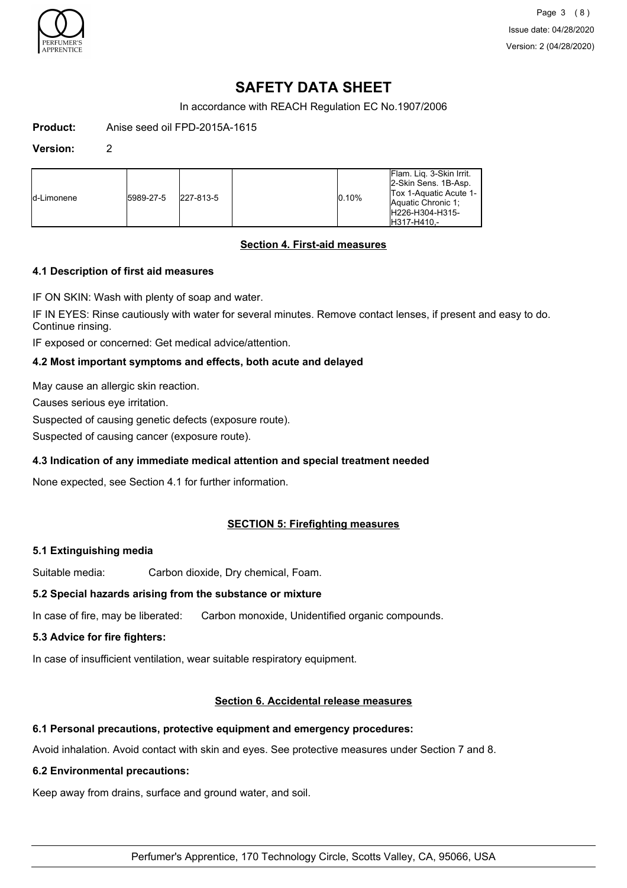# SAFETY DATA SHEET

In accordance with REACH Regulation EC No.1907/2006

**Product:** Anise seed oil FPD-2015A-1615

**Version:** 2

| | | | | | |
|---|---|---|---|---|---|
| d-Limonene | 5989-27-5 | 227-813-5 | | 0.10% | Flam. Liq. 3-Skin Irrit. 2-Skin Sens. 1B-Asp. Tox 1-Aquatic Acute 1-Aquatic Chronic 1; H226-H304-H315-H317-H410,- |

## Section 4. First-aid measures

### 4.1 Description of first aid measures

IF ON SKIN: Wash with plenty of soap and water.

IF IN EYES: Rinse cautiously with water for several minutes. Remove contact lenses, if present and easy to do. Continue rinsing.

IF exposed or concerned: Get medical advice/attention.

### 4.2 Most important symptoms and effects, both acute and delayed

May cause an allergic skin reaction.

Causes serious eye irritation.

Suspected of causing genetic defects (exposure route).

Suspected of causing cancer (exposure route).

### 4.3 Indication of any immediate medical attention and special treatment needed

None expected, see Section 4.1 for further information.

## SECTION 5: Firefighting measures

### 5.1 Extinguishing media

Suitable media: Carbon dioxide, Dry chemical, Foam.

### 5.2 Special hazards arising from the substance or mixture

In case of fire, may be liberated: Carbon monoxide, Unidentified organic compounds.

### 5.3 Advice for fire fighters:

In case of insufficient ventilation, wear suitable respiratory equipment.

## Section 6. Accidental release measures

### 6.1 Personal precautions, protective equipment and emergency procedures:

Avoid inhalation. Avoid contact with skin and eyes. See protective measures under Section 7 and 8.

### 6.2 Environmental precautions:

Keep away from drains, surface and ground water, and soil.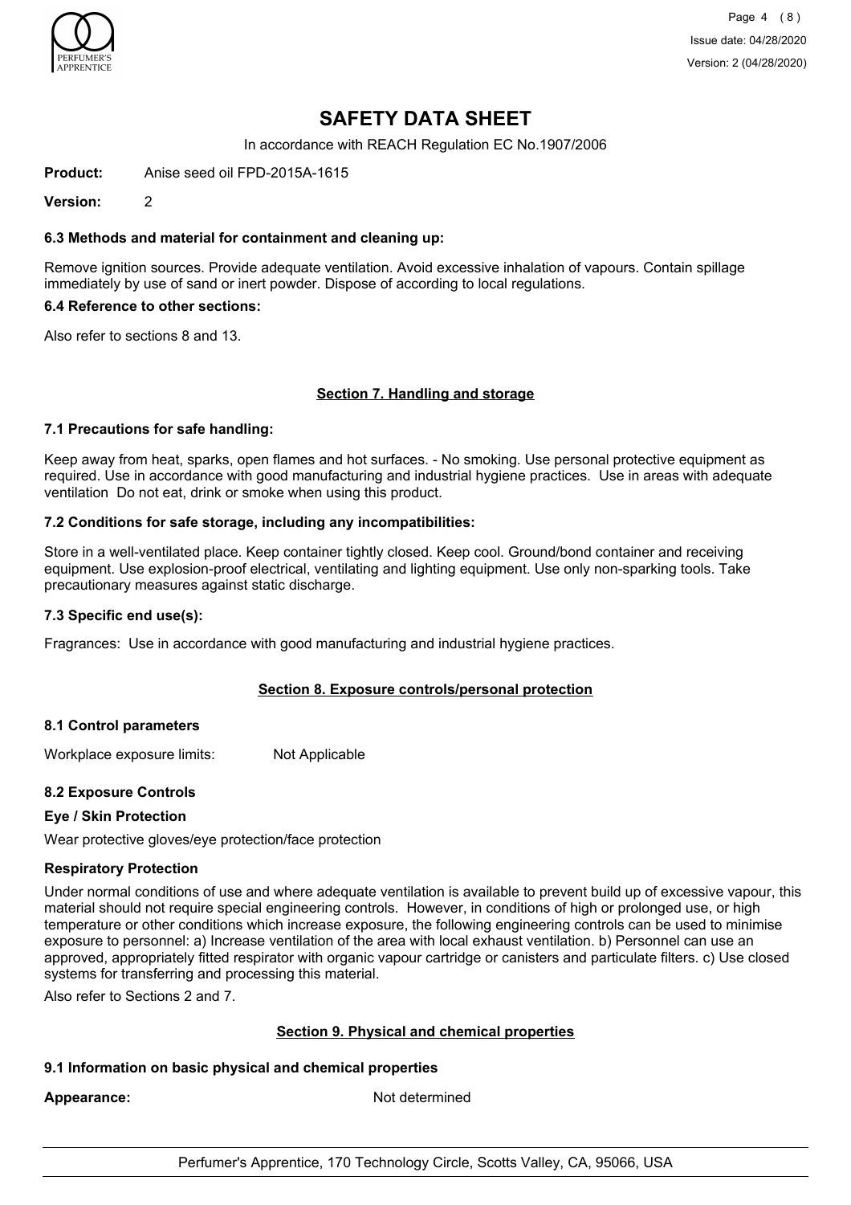### 6.3 Methods and material for containment and cleaning up:

Remove ignition sources. Provide adequate ventilation. Avoid excessive inhalation of vapours. Contain spillage immediately by use of sand or inert powder. Dispose of according to local regulations.

### 6.4 Reference to other sections:

Also refer to sections 8 and 13.

## Section 7. Handling and storage

### 7.1 Precautions for safe handling:

Keep away from heat, sparks, open flames and hot surfaces. - No smoking. Use personal protective equipment as required. Use in accordance with good manufacturing and industrial hygiene practices. Use in areas with adequate ventilation Do not eat, drink or smoke when using this product.

### 7.2 Conditions for safe storage, including any incompatibilities:

Store in a well-ventilated place. Keep container tightly closed. Keep cool. Ground/bond container and receiving equipment. Use explosion-proof electrical, ventilating and lighting equipment. Use only non-sparking tools. Take precautionary measures against static discharge.

### 7.3 Specific end use(s):

Fragrances: Use in accordance with good manufacturing and industrial hygiene practices.

## Section 8. Exposure controls/personal protection

### 8.1 Control parameters

Workplace exposure limits: Not Applicable

### 8.2 Exposure Controls

**Eye / Skin Protection**

Wear protective gloves/eye protection/face protection

**Respiratory Protection**

Under normal conditions of use and where adequate ventilation is available to prevent build up of excessive vapour, this material should not require special engineering controls. However, in conditions of high or prolonged use, or high temperature or other conditions which increase exposure, the following engineering controls can be used to minimise exposure to personnel: a) Increase ventilation of the area with local exhaust ventilation. b) Personnel can use an approved, appropriately fitted respirator with organic vapour cartridge or canisters and particulate filters. c) Use closed systems for transferring and processing this material.

Also refer to Sections 2 and 7.

## Section 9. Physical and chemical properties

### 9.1 Information on basic physical and chemical properties

**Appearance:** Not determined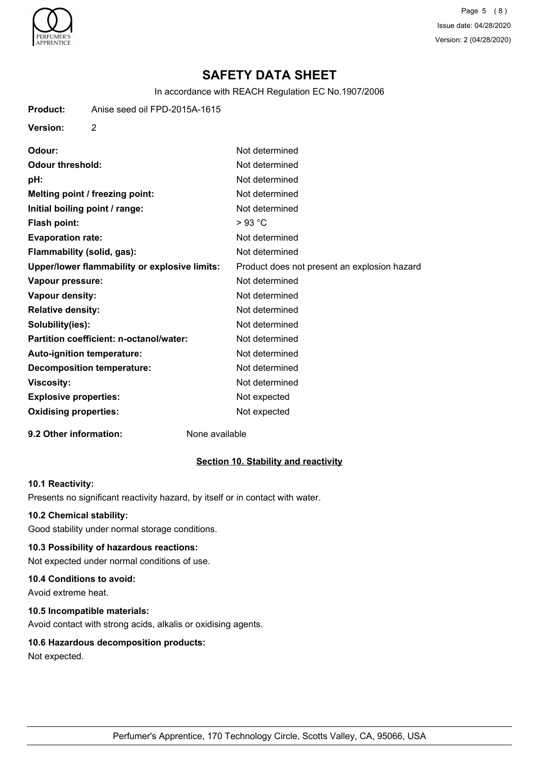# SAFETY DATA SHEET

In accordance with REACH Regulation EC No.1907/2006

**Product:** Anise seed oil FPD-2015A-1615

**Version:** 2

| | |
|---|---|
| **Odour:** | Not determined |
| **Odour threshold:** | Not determined |
| **pH:** | Not determined |
| **Melting point / freezing point:** | Not determined |
| **Initial boiling point / range:** | Not determined |
| **Flash point:** | > 93 °C |
| **Evaporation rate:** | Not determined |
| **Flammability (solid, gas):** | Not determined |
| **Upper/lower flammability or explosive limits:** | Product does not present an explosion hazard |
| **Vapour pressure:** | Not determined |
| **Vapour density:** | Not determined |
| **Relative density:** | Not determined |
| **Solubility(ies):** | Not determined |
| **Partition coefficient: n-octanol/water:** | Not determined |
| **Auto-ignition temperature:** | Not determined |
| **Decomposition temperature:** | Not determined |
| **Viscosity:** | Not determined |
| **Explosive properties:** | Not expected |
| **Oxidising properties:** | Not expected |

**9.2 Other information:** None available

## Section 10. Stability and reactivity

**10.1 Reactivity:**

Presents no significant reactivity hazard, by itself or in contact with water.

**10.2 Chemical stability:**

Good stability under normal storage conditions.

**10.3 Possibility of hazardous reactions:**

Not expected under normal conditions of use.

**10.4 Conditions to avoid:**

Avoid extreme heat.

**10.5 Incompatible materials:**

Avoid contact with strong acids, alkalis or oxidising agents.

**10.6 Hazardous decomposition products:**

Not expected.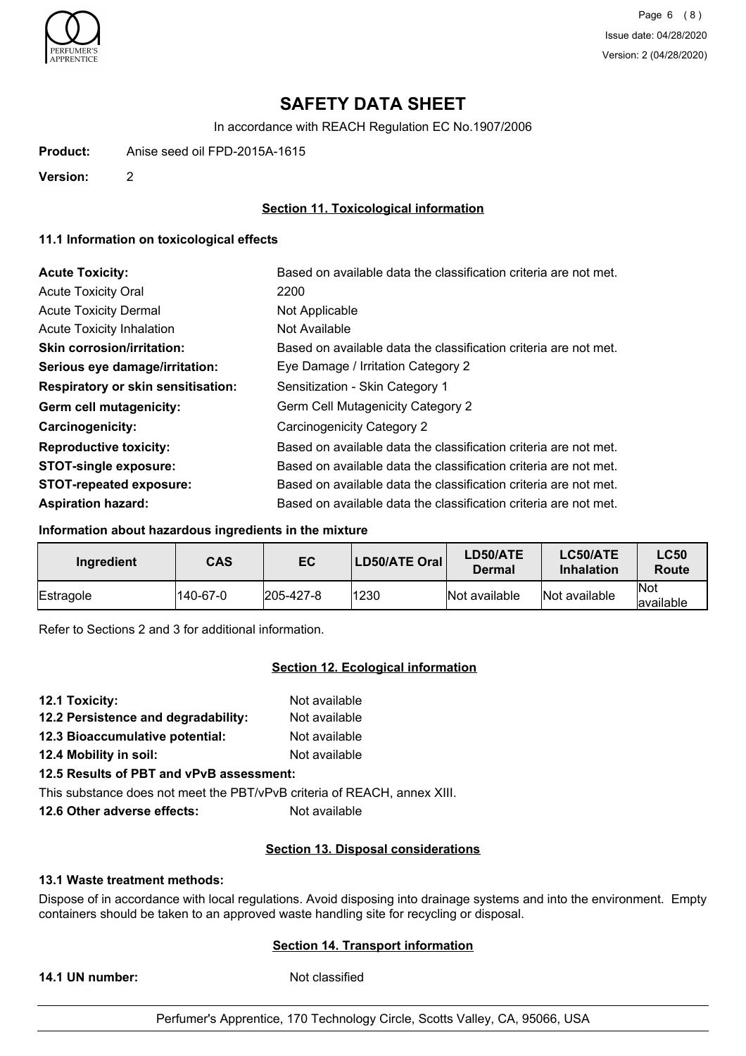# SAFETY DATA SHEET

In accordance with REACH Regulation EC No.1907/2006

**Product:** Anise seed oil FPD-2015A-1615

**Version:** 2

## Section 11. Toxicological information

### 11.1 Information on toxicological effects

**Acute Toxicity:** Based on available data the classification criteria are not met.

Acute Toxicity Oral: 2200

Acute Toxicity Dermal: Not Applicable

Acute Toxicity Inhalation: Not Available

**Skin corrosion/irritation:** Based on available data the classification criteria are not met.

**Serious eye damage/irritation:** Eye Damage / Irritation Category 2

**Respiratory or skin sensitisation:** Sensitization - Skin Category 1

**Germ cell mutagenicity:** Germ Cell Mutagenicity Category 2

**Carcinogenicity:** Carcinogenicity Category 2

**Reproductive toxicity:** Based on available data the classification criteria are not met.

**STOT-single exposure:** Based on available data the classification criteria are not met.

**STOT-repeated exposure:** Based on available data the classification criteria are not met.

**Aspiration hazard:** Based on available data the classification criteria are not met.

### Information about hazardous ingredients in the mixture

| Ingredient | CAS | EC | LD50/ATE Oral | LD50/ATE Dermal | LC50/ATE Inhalation | LC50 Route |
|---|---|---|---|---|---|---|
| Estragole | 140-67-0 | 205-427-8 | 1230 | Not available | Not available | Not available |

Refer to Sections 2 and 3 for additional information.

## Section 12. Ecological information

**12.1 Toxicity:** Not available

**12.2 Persistence and degradability:** Not available

**12.3 Bioaccumulative potential:** Not available

**12.4 Mobility in soil:** Not available

**12.5 Results of PBT and vPvB assessment:**

This substance does not meet the PBT/vPvB criteria of REACH, annex XIII.

**12.6 Other adverse effects:** Not available

## Section 13. Disposal considerations

### 13.1 Waste treatment methods:

Dispose of in accordance with local regulations. Avoid disposing into drainage systems and into the environment. Empty containers should be taken to an approved waste handling site for recycling or disposal.

## Section 14. Transport information

**14.1 UN number:** Not classified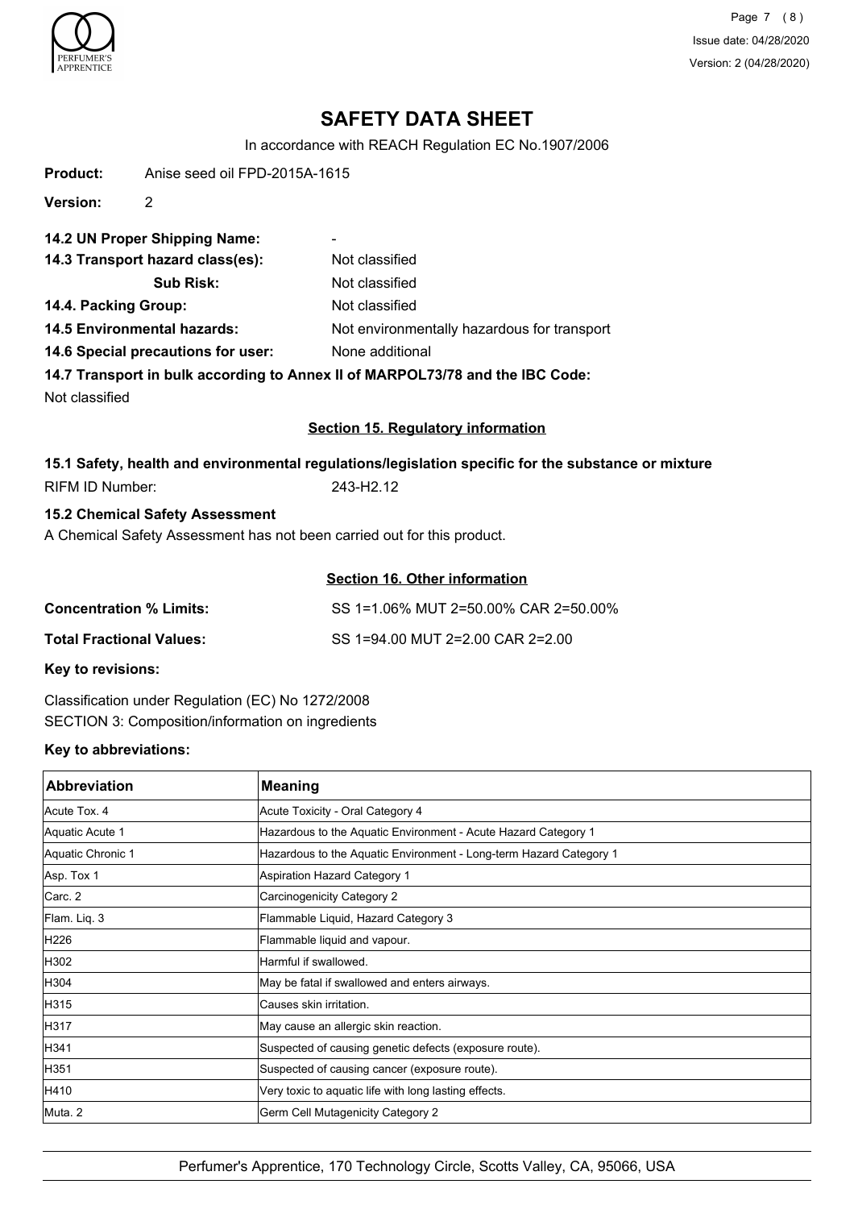# SAFETY DATA SHEET

In accordance with REACH Regulation EC No.1907/2006

**Product:** Anise seed oil FPD-2015A-1615

**Version:** 2

**14.2 UN Proper Shipping Name:** -

**14.3 Transport hazard class(es):** Not classified

**Sub Risk:** Not classified

**14.4. Packing Group:** Not classified

**14.5 Environmental hazards:** Not environmentally hazardous for transport

**14.6 Special precautions for user:** None additional

**14.7 Transport in bulk according to Annex II of MARPOL73/78 and the IBC Code:**

Not classified

## Section 15. Regulatory information

### 15.1 Safety, health and environmental regulations/legislation specific for the substance or mixture

RIFM ID Number: 243-H2.12

### 15.2 Chemical Safety Assessment

A Chemical Safety Assessment has not been carried out for this product.

## Section 16. Other information

**Concentration % Limits:** SS 1=1.06% MUT 2=50.00% CAR 2=50.00%

**Total Fractional Values:** SS 1=94.00 MUT 2=2.00 CAR 2=2.00

**Key to revisions:**

Classification under Regulation (EC) No 1272/2008
SECTION 3: Composition/information on ingredients

**Key to abbreviations:**

| Abbreviation | Meaning |
| --- | --- |
| Acute Tox. 4 | Acute Toxicity - Oral Category 4 |
| Aquatic Acute 1 | Hazardous to the Aquatic Environment - Acute Hazard Category 1 |
| Aquatic Chronic 1 | Hazardous to the Aquatic Environment - Long-term Hazard Category 1 |
| Asp. Tox 1 | Aspiration Hazard Category 1 |
| Carc. 2 | Carcinogenicity Category 2 |
| Flam. Liq. 3 | Flammable Liquid, Hazard Category 3 |
| H226 | Flammable liquid and vapour. |
| H302 | Harmful if swallowed. |
| H304 | May be fatal if swallowed and enters airways. |
| H315 | Causes skin irritation. |
| H317 | May cause an allergic skin reaction. |
| H341 | Suspected of causing genetic defects (exposure route). |
| H351 | Suspected of causing cancer (exposure route). |
| H410 | Very toxic to aquatic life with long lasting effects. |
| Muta. 2 | Germ Cell Mutagenicity Category 2 |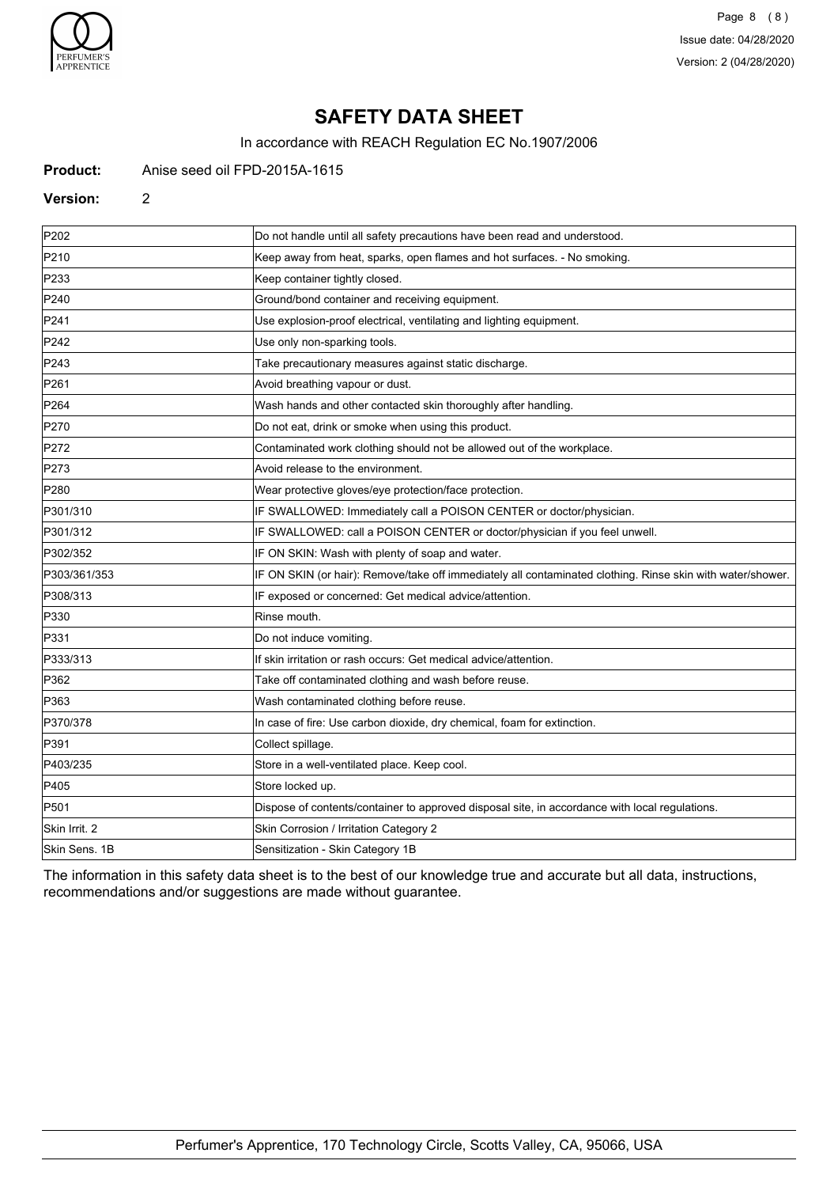# SAFETY DATA SHEET

In accordance with REACH Regulation EC No.1907/2006

**Product:** Anise seed oil FPD-2015A-1615

**Version:** 2

| | |
|---|---|
| P202 | Do not handle until all safety precautions have been read and understood. |
| P210 | Keep away from heat, sparks, open flames and hot surfaces. - No smoking. |
| P233 | Keep container tightly closed. |
| P240 | Ground/bond container and receiving equipment. |
| P241 | Use explosion-proof electrical, ventilating and lighting equipment. |
| P242 | Use only non-sparking tools. |
| P243 | Take precautionary measures against static discharge. |
| P261 | Avoid breathing vapour or dust. |
| P264 | Wash hands and other contacted skin thoroughly after handling. |
| P270 | Do not eat, drink or smoke when using this product. |
| P272 | Contaminated work clothing should not be allowed out of the workplace. |
| P273 | Avoid release to the environment. |
| P280 | Wear protective gloves/eye protection/face protection. |
| P301/310 | IF SWALLOWED: Immediately call a POISON CENTER or doctor/physician. |
| P301/312 | IF SWALLOWED: call a POISON CENTER or doctor/physician if you feel unwell. |
| P302/352 | IF ON SKIN: Wash with plenty of soap and water. |
| P303/361/353 | IF ON SKIN (or hair): Remove/take off immediately all contaminated clothing. Rinse skin with water/shower. |
| P308/313 | IF exposed or concerned: Get medical advice/attention. |
| P330 | Rinse mouth. |
| P331 | Do not induce vomiting. |
| P333/313 | If skin irritation or rash occurs: Get medical advice/attention. |
| P362 | Take off contaminated clothing and wash before reuse. |
| P363 | Wash contaminated clothing before reuse. |
| P370/378 | In case of fire: Use carbon dioxide, dry chemical, foam for extinction. |
| P391 | Collect spillage. |
| P403/235 | Store in a well-ventilated place. Keep cool. |
| P405 | Store locked up. |
| P501 | Dispose of contents/container to approved disposal site, in accordance with local regulations. |
| Skin Irrit. 2 | Skin Corrosion / Irritation Category 2 |
| Skin Sens. 1B | Sensitization - Skin Category 1B |

The information in this safety data sheet is to the best of our knowledge true and accurate but all data, instructions, recommendations and/or suggestions are made without guarantee.